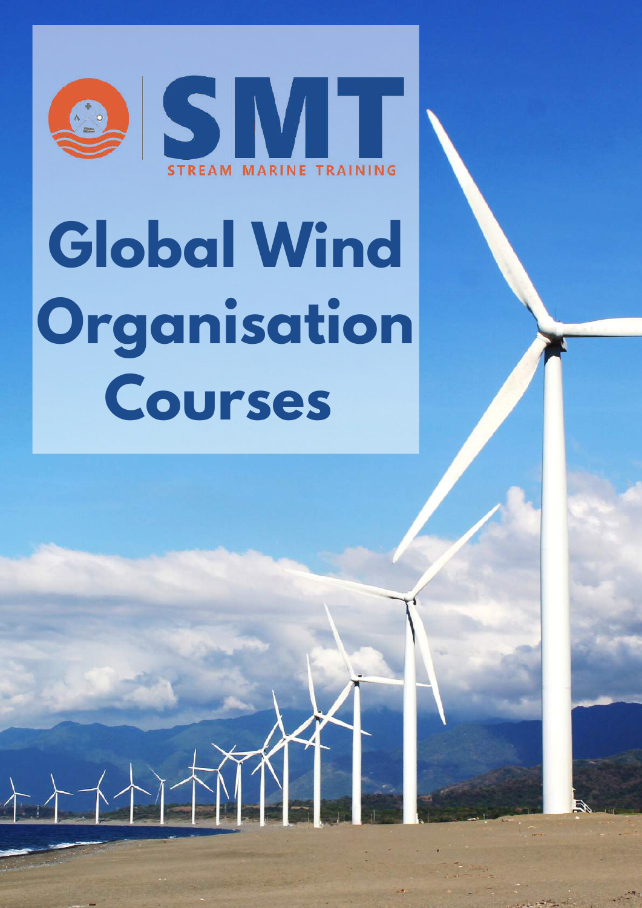SMT

STREAM MARINE TRAINING

# Global Wind Organisation Courses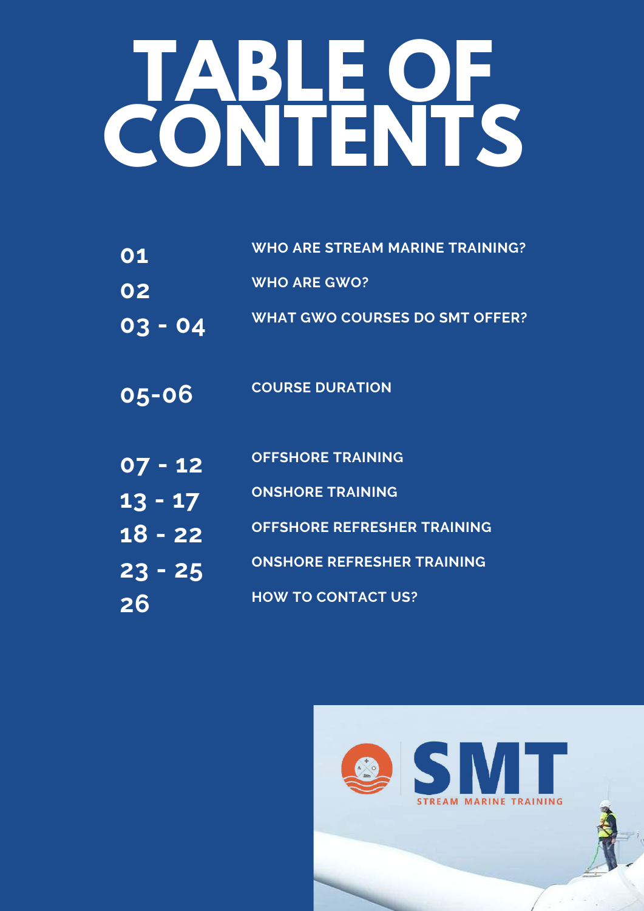# TABLE OF CONTENTS

| | |
|---|---|
| 01 | WHO ARE STREAM MARINE TRAINING? |
| 02 | WHO ARE GWO? |
| 03 - 04 | WHAT GWO COURSES DO SMT OFFER? |
| 05-06 | COURSE DURATION |
| 07 - 12 | OFFSHORE TRAINING |
| 13 - 17 | ONSHORE TRAINING |
| 18 - 22 | OFFSHORE REFRESHER TRAINING |
| 23 - 25 | ONSHORE REFRESHER TRAINING |
| 26 | HOW TO CONTACT US? |

SMT
STREAM MARINE TRAINING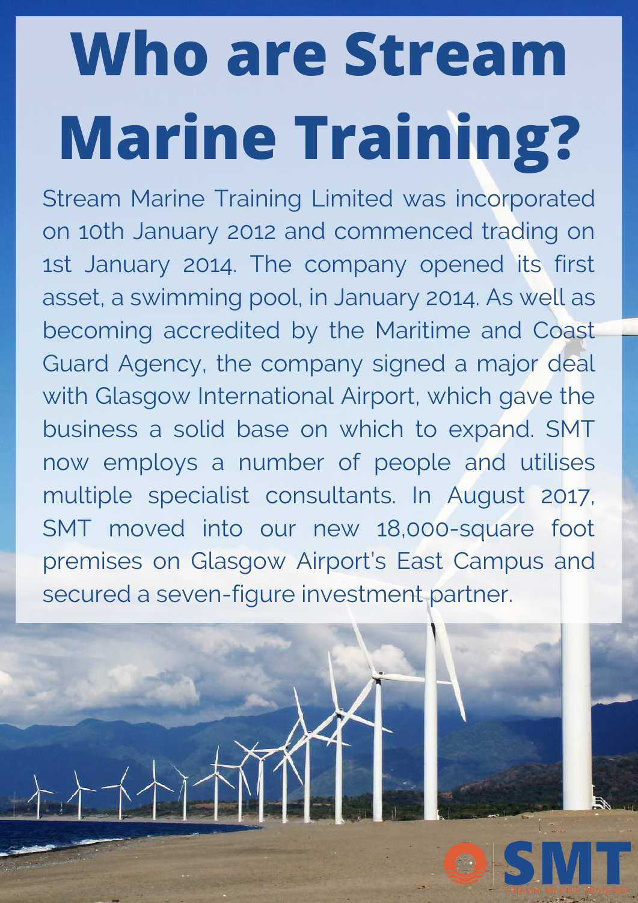# Who are Stream Marine Training?

Stream Marine Training Limited was incorporated on 10th January 2012 and commenced trading on 1st January 2014. The company opened its first asset, a swimming pool, in January 2014. As well as becoming accredited by the Maritime and Coast Guard Agency, the company signed a major deal with Glasgow International Airport, which gave the business a solid base on which to expand. SMT now employs a number of people and utilises multiple specialist consultants. In August 2017, SMT moved into our new 18,000-square foot premises on Glasgow Airport's East Campus and secured a seven-figure investment partner.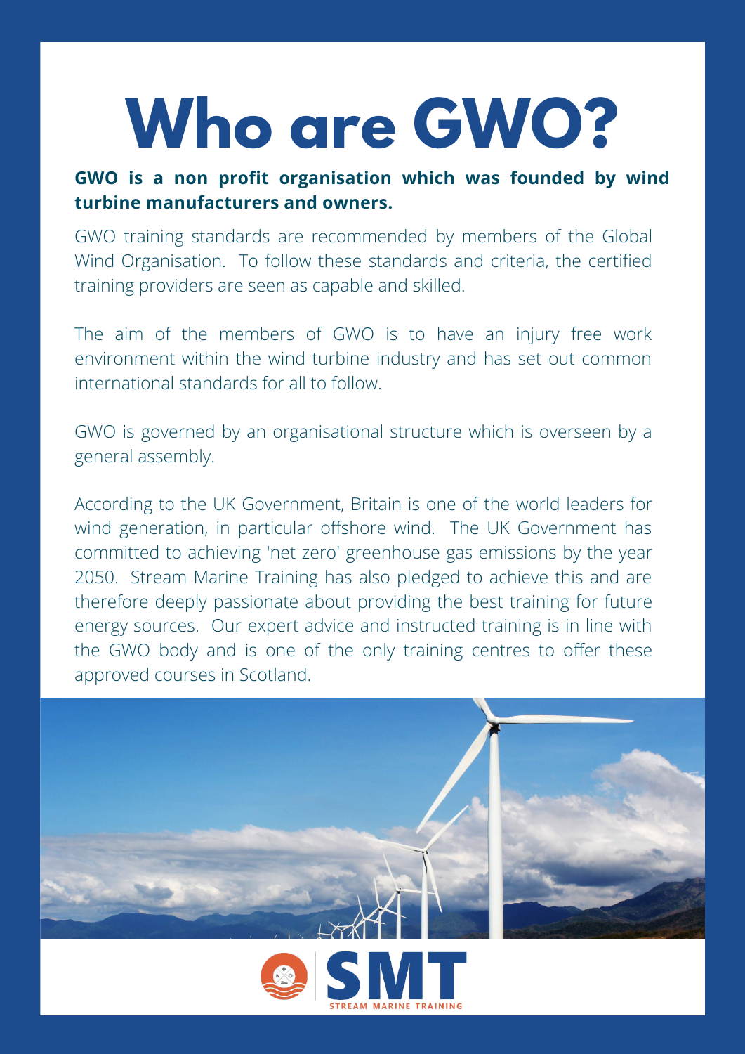# Who are GWO?

**GWO is a non profit organisation which was founded by wind turbine manufacturers and owners.**

GWO training standards are recommended by members of the Global Wind Organisation. To follow these standards and criteria, the certified training providers are seen as capable and skilled.

The aim of the members of GWO is to have an injury free work environment within the wind turbine industry and has set out common international standards for all to follow.

GWO is governed by an organisational structure which is overseen by a general assembly.

According to the UK Government, Britain is one of the world leaders for wind generation, in particular offshore wind. The UK Government has committed to achieving 'net zero' greenhouse gas emissions by the year 2050. Stream Marine Training has also pledged to achieve this and are therefore deeply passionate about providing the best training for future energy sources. Our expert advice and instructed training is in line with the GWO body and is one of the only training centres to offer these approved courses in Scotland.

SMT
STREAM MARINE TRAINING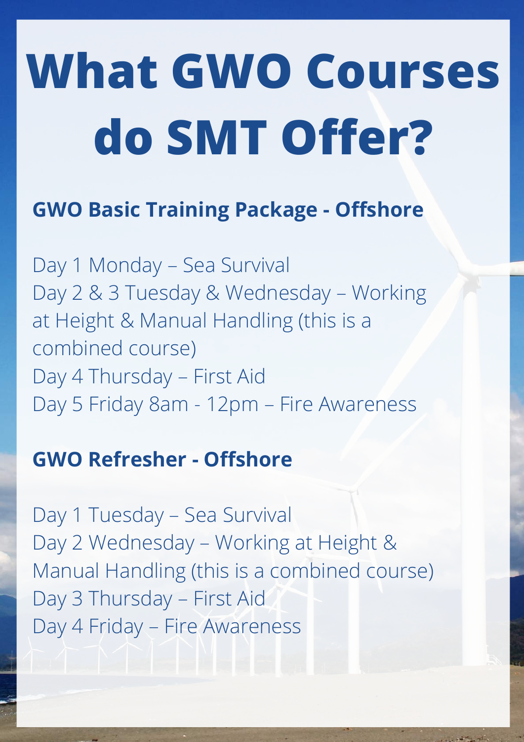# What GWO Courses do SMT Offer?

## GWO Basic Training Package - Offshore

Day 1 Monday – Sea Survival
Day 2 & 3 Tuesday & Wednesday – Working at Height & Manual Handling (this is a combined course)
Day 4 Thursday – First Aid
Day 5 Friday 8am - 12pm – Fire Awareness

## GWO Refresher - Offshore

Day 1 Tuesday – Sea Survival
Day 2 Wednesday – Working at Height & Manual Handling (this is a combined course)
Day 3 Thursday – First Aid
Day 4 Friday – Fire Awareness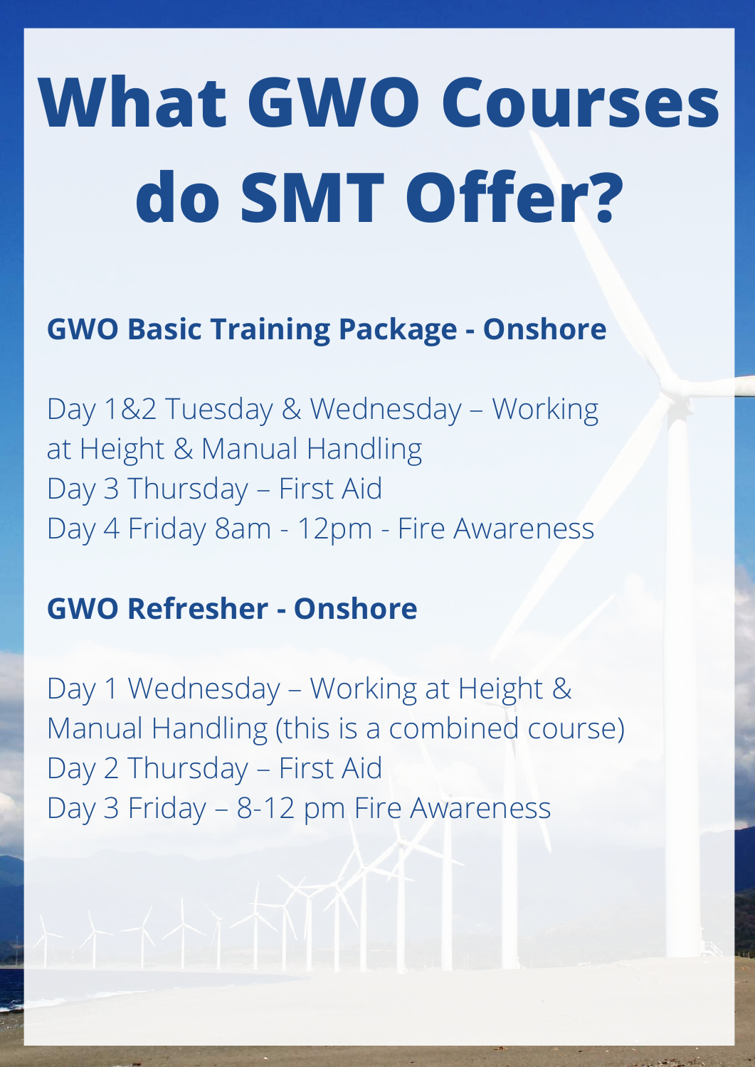# What GWO Courses do SMT Offer?

**GWO Basic Training Package - Onshore**

Day 1&2 Tuesday & Wednesday – Working at Height & Manual Handling
Day 3 Thursday – First Aid
Day 4 Friday 8am - 12pm - Fire Awareness

**GWO Refresher - Onshore**

Day 1 Wednesday – Working at Height & Manual Handling (this is a combined course)
Day 2 Thursday – First Aid
Day 3 Friday – 8-12 pm Fire Awareness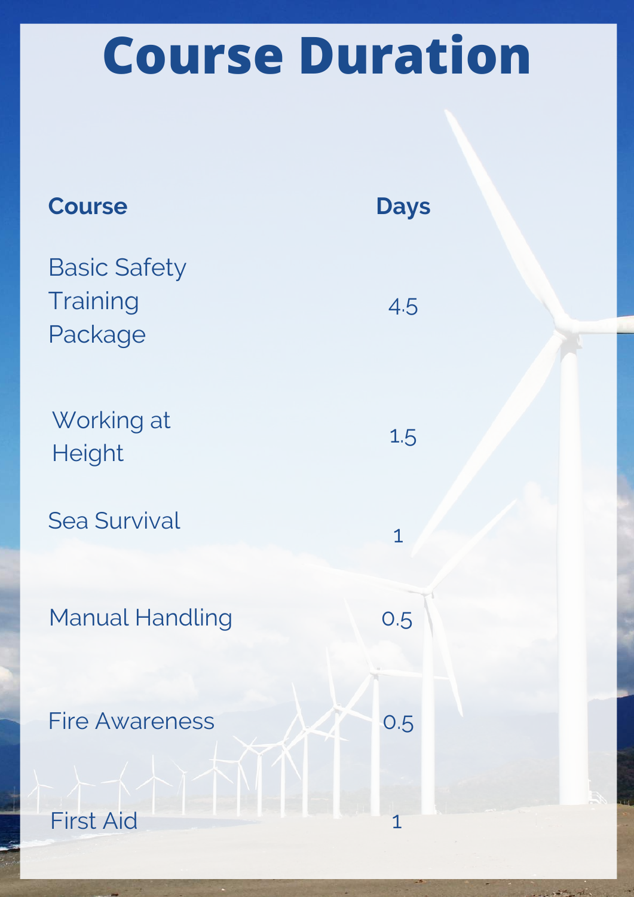# Course Duration

| Course | Days |
| --- | --- |
| Basic Safety Training Package | 4.5 |
| Working at Height | 1.5 |
| Sea Survival | 1 |
| Manual Handling | 0.5 |
| Fire Awareness | 0.5 |
| First Aid | 1 |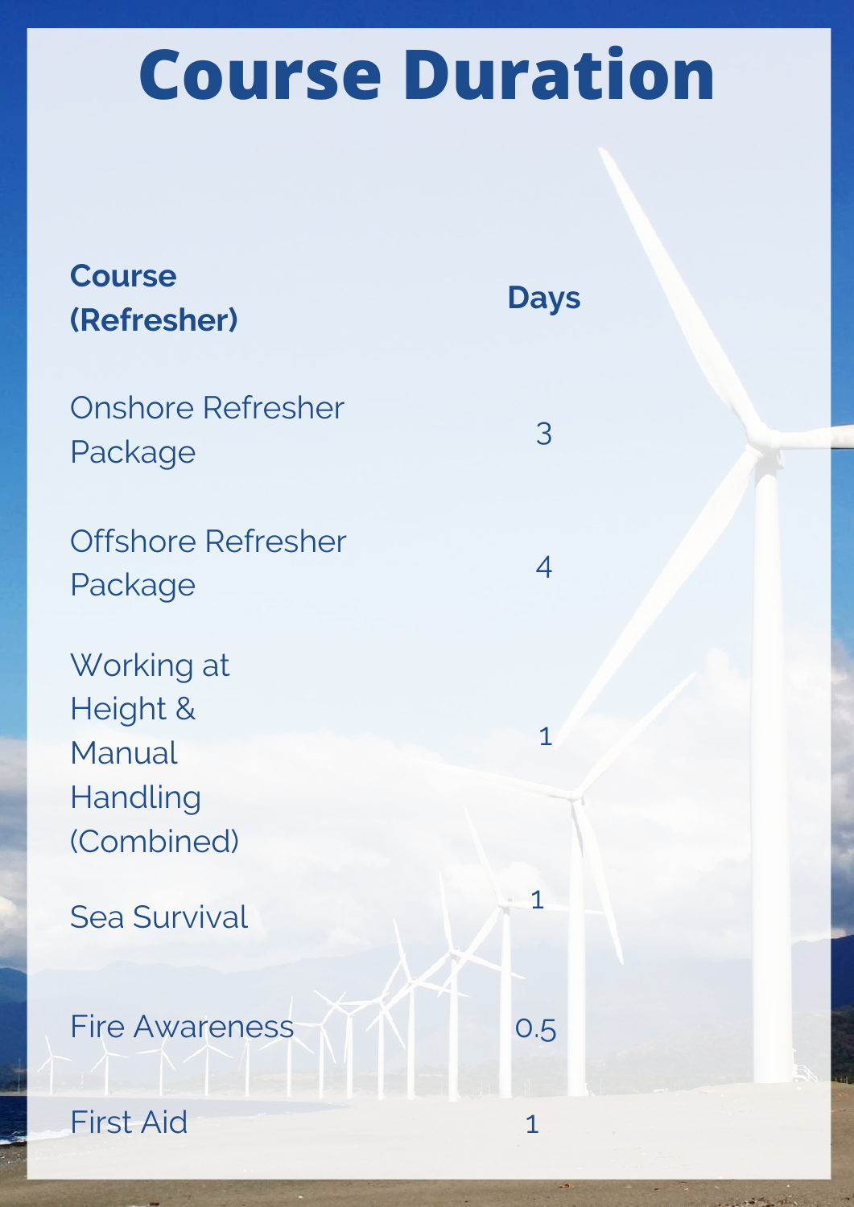# Course Duration

| Course (Refresher) | Days |
| --- | --- |
| Onshore Refresher Package | 3 |
| Offshore Refresher Package | 4 |
| Working at Height & Manual Handling (Combined) | 1 |
| Sea Survival | 1 |
| Fire Awareness | 0.5 |
| First Aid | 1 |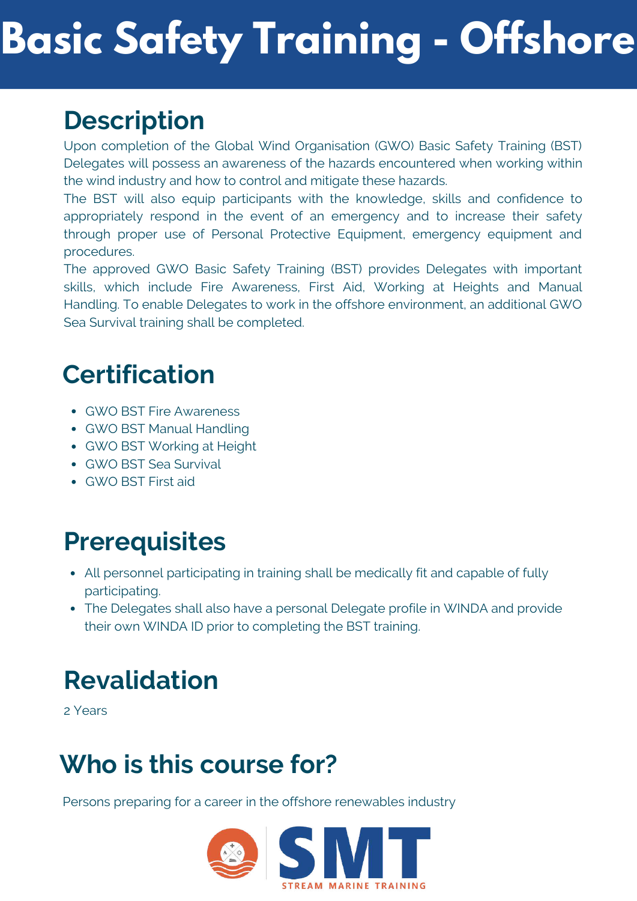# Basic Safety Training - Offshore

## Description

Upon completion of the Global Wind Organisation (GWO) Basic Safety Training (BST) Delegates will possess an awareness of the hazards encountered when working within the wind industry and how to control and mitigate these hazards.

The BST will also equip participants with the knowledge, skills and confidence to appropriately respond in the event of an emergency and to increase their safety through proper use of Personal Protective Equipment, emergency equipment and procedures.

The approved GWO Basic Safety Training (BST) provides Delegates with important skills, which include Fire Awareness, First Aid, Working at Heights and Manual Handling. To enable Delegates to work in the offshore environment, an additional GWO Sea Survival training shall be completed.

## Certification

- GWO BST Fire Awareness
- GWO BST Manual Handling
- GWO BST Working at Height
- GWO BST Sea Survival
- GWO BST First aid

## Prerequisites

- All personnel participating in training shall be medically fit and capable of fully participating.
- The Delegates shall also have a personal Delegate profile in WINDA and provide their own WINDA ID prior to completing the BST training.

## Revalidation

2 Years

## Who is this course for?

Persons preparing for a career in the offshore renewables industry

SMT
STREAM MARINE TRAINING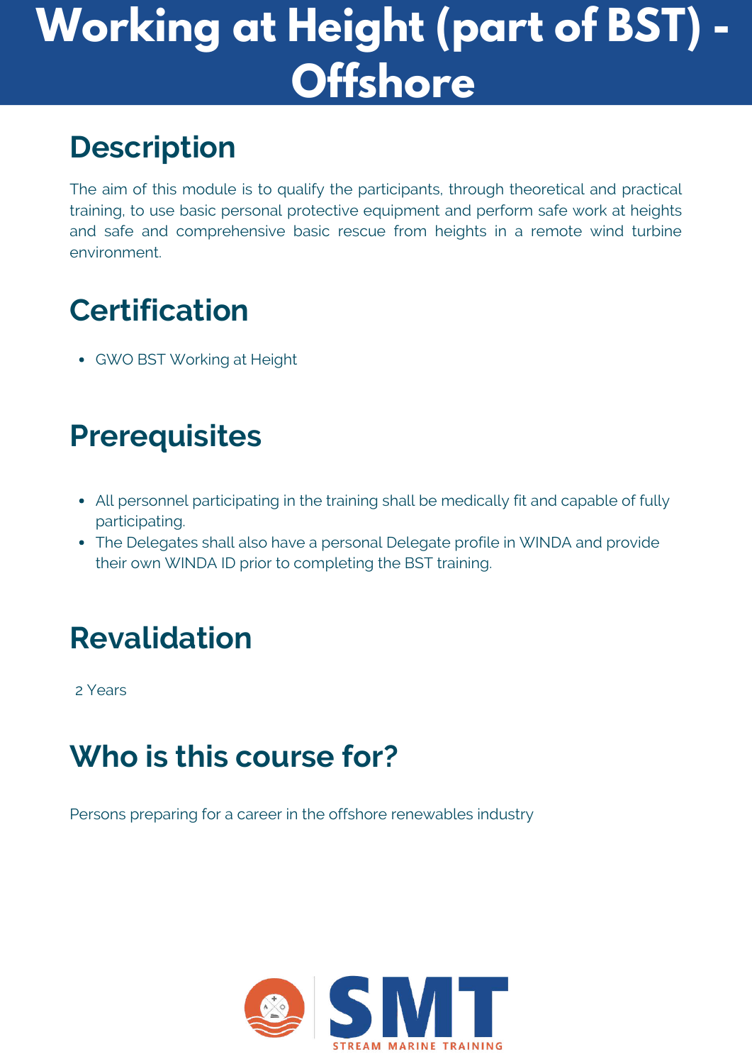# Working at Height (part of BST) - Offshore

## Description

The aim of this module is to qualify the participants, through theoretical and practical training, to use basic personal protective equipment and perform safe work at heights and safe and comprehensive basic rescue from heights in a remote wind turbine environment.

## Certification

- GWO BST Working at Height

## Prerequisites

- All personnel participating in the training shall be medically fit and capable of fully participating.
- The Delegates shall also have a personal Delegate profile in WINDA and provide their own WINDA ID prior to completing the BST training.

## Revalidation

2 Years

## Who is this course for?

Persons preparing for a career in the offshore renewables industry

SMT
STREAM MARINE TRAINING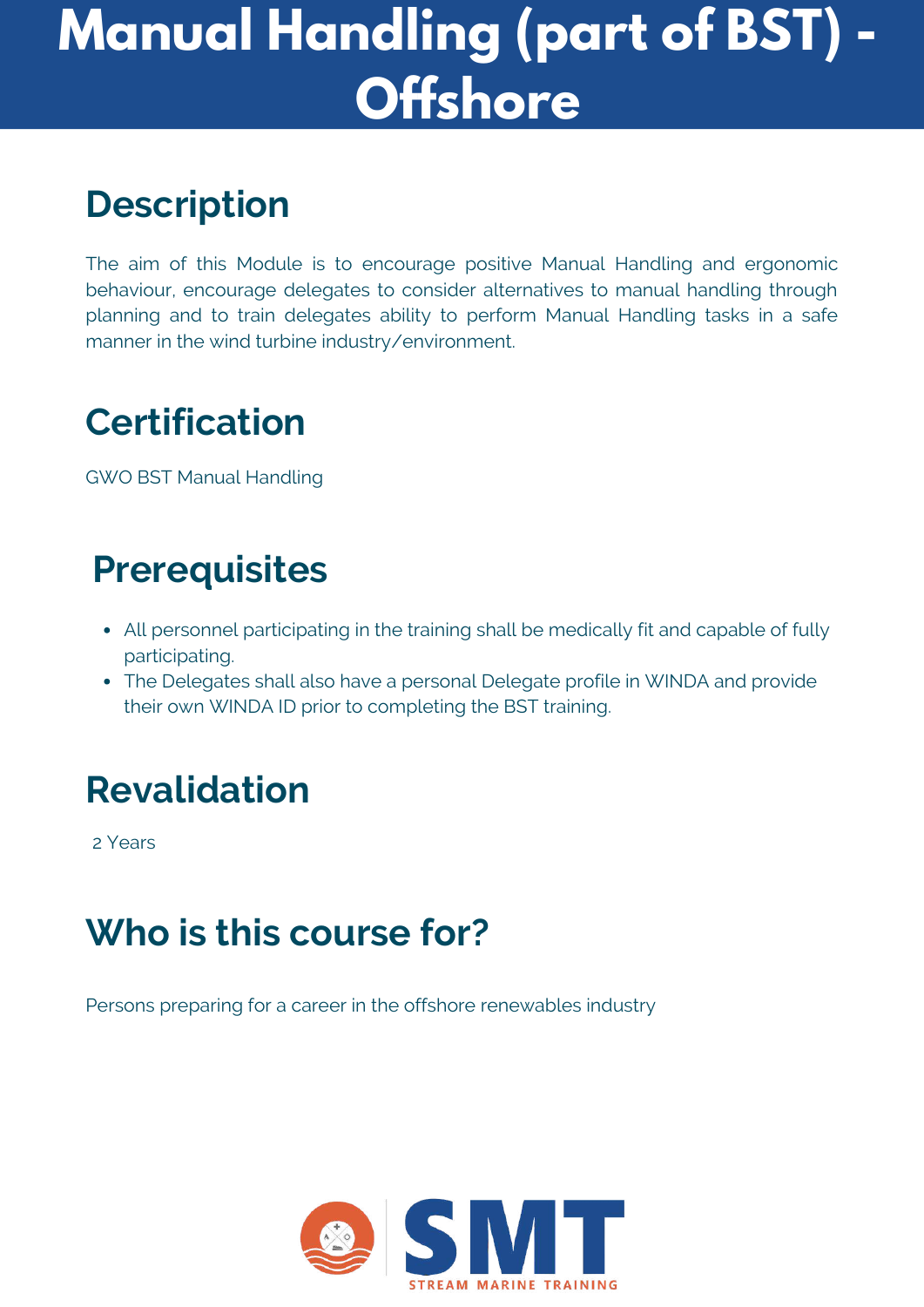# Manual Handling (part of BST) - Offshore

## Description

The aim of this Module is to encourage positive Manual Handling and ergonomic behaviour, encourage delegates to consider alternatives to manual handling through planning and to train delegates ability to perform Manual Handling tasks in a safe manner in the wind turbine industry/environment.

## Certification

GWO BST Manual Handling

## Prerequisites

- All personnel participating in the training shall be medically fit and capable of fully participating.
- The Delegates shall also have a personal Delegate profile in WINDA and provide their own WINDA ID prior to completing the BST training.

## Revalidation

2 Years

## Who is this course for?

Persons preparing for a career in the offshore renewables industry

SMT
STREAM MARINE TRAINING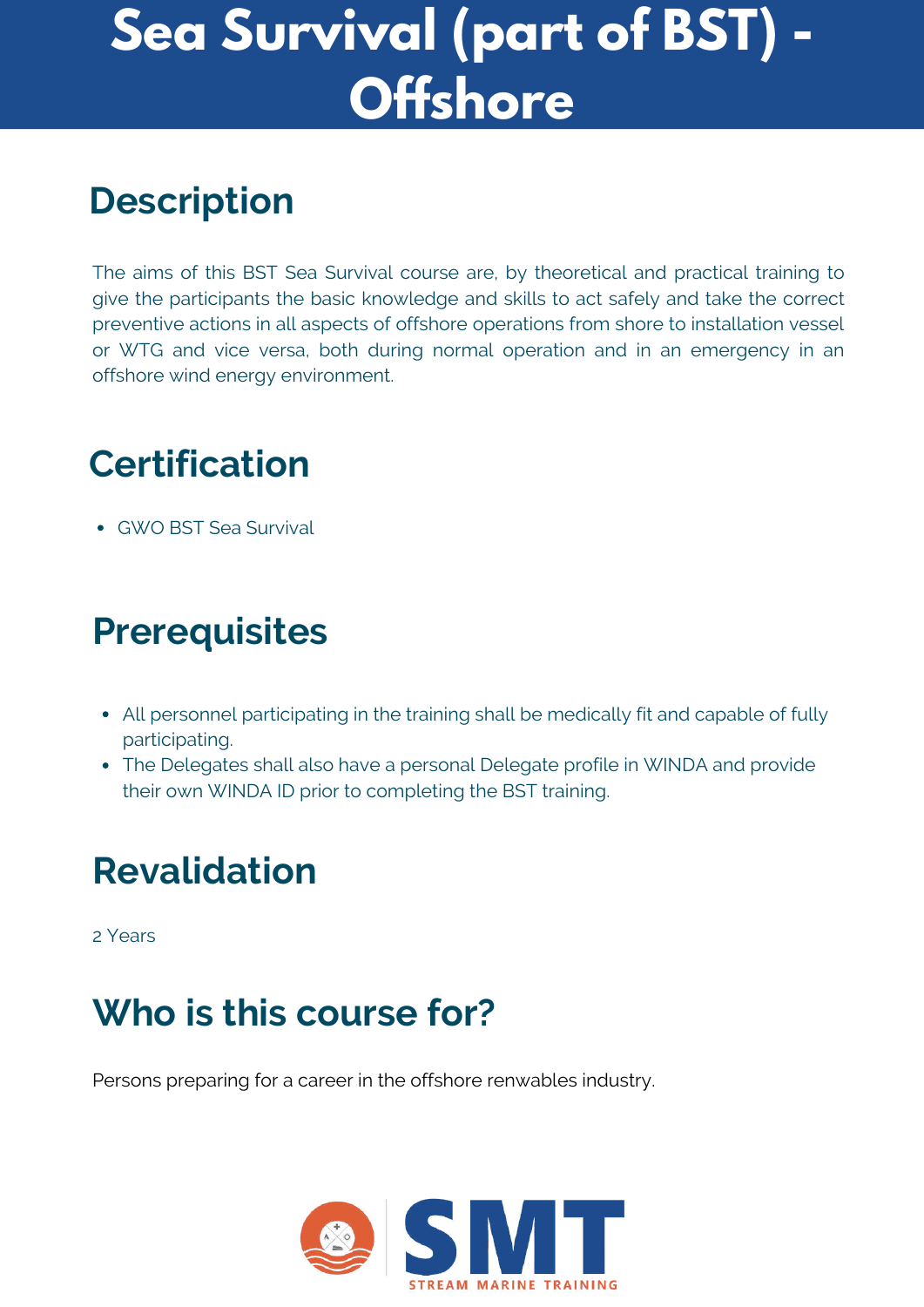# Sea Survival (part of BST) - Offshore

## Description

The aims of this BST Sea Survival course are, by theoretical and practical training to give the participants the basic knowledge and skills to act safely and take the correct preventive actions in all aspects of offshore operations from shore to installation vessel or WTG and vice versa, both during normal operation and in an emergency in an offshore wind energy environment.

## Certification

- GWO BST Sea Survival

## Prerequisites

- All personnel participating in the training shall be medically fit and capable of fully participating.
- The Delegates shall also have a personal Delegate profile in WINDA and provide their own WINDA ID prior to completing the BST training.

## Revalidation

2 Years

## Who is this course for?

Persons preparing for a career in the offshore renwables industry.

SMT
STREAM MARINE TRAINING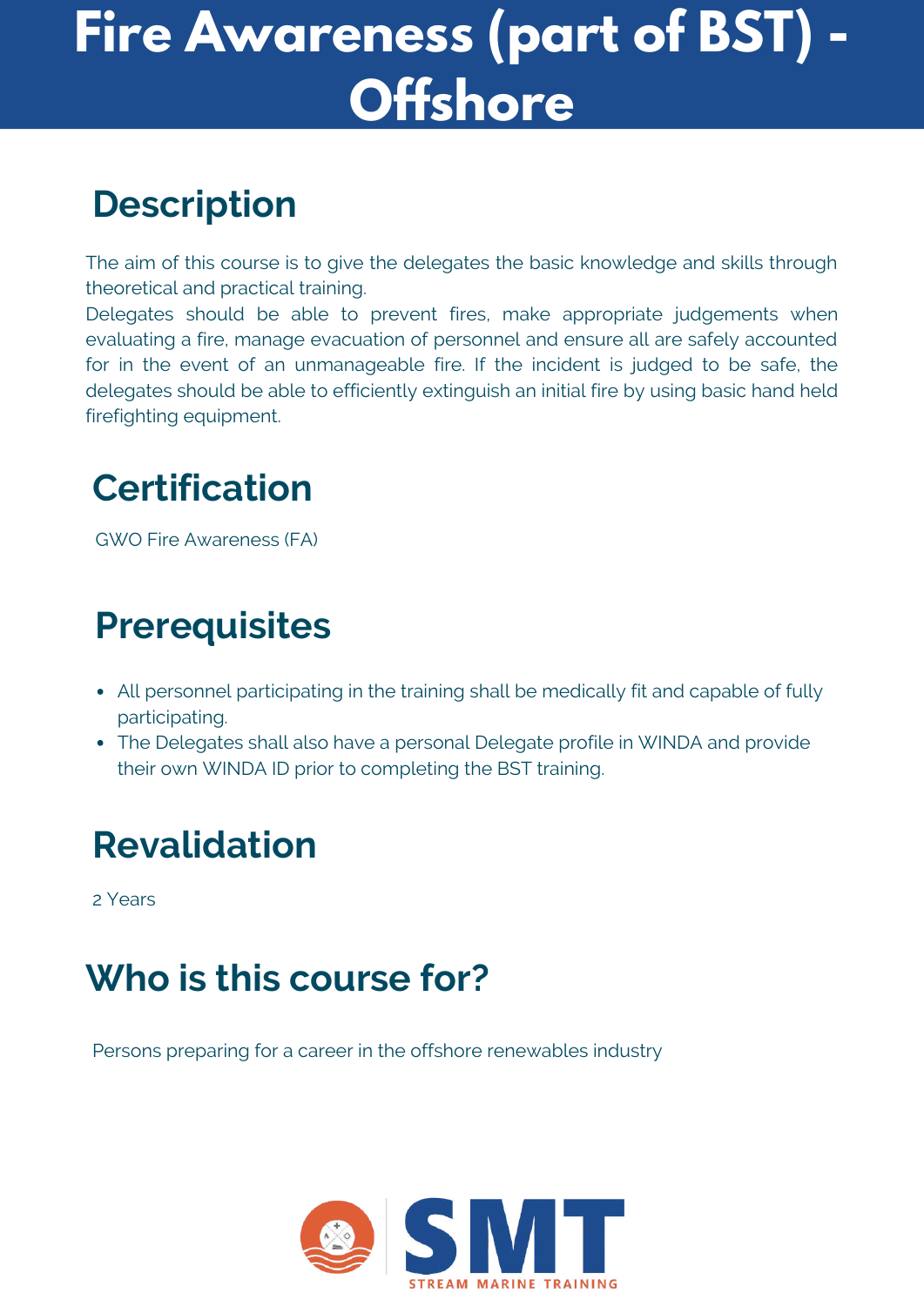# Fire Awareness (part of BST) - Offshore

## Description

The aim of this course is to give the delegates the basic knowledge and skills through theoretical and practical training.
Delegates should be able to prevent fires, make appropriate judgements when evaluating a fire, manage evacuation of personnel and ensure all are safely accounted for in the event of an unmanageable fire. If the incident is judged to be safe, the delegates should be able to efficiently extinguish an initial fire by using basic hand held firefighting equipment.

## Certification

GWO Fire Awareness (FA)

## Prerequisites

- All personnel participating in the training shall be medically fit and capable of fully participating.
- The Delegates shall also have a personal Delegate profile in WINDA and provide their own WINDA ID prior to completing the BST training.

## Revalidation

2 Years

## Who is this course for?

Persons preparing for a career in the offshore renewables industry

SMT
STREAM MARINE TRAINING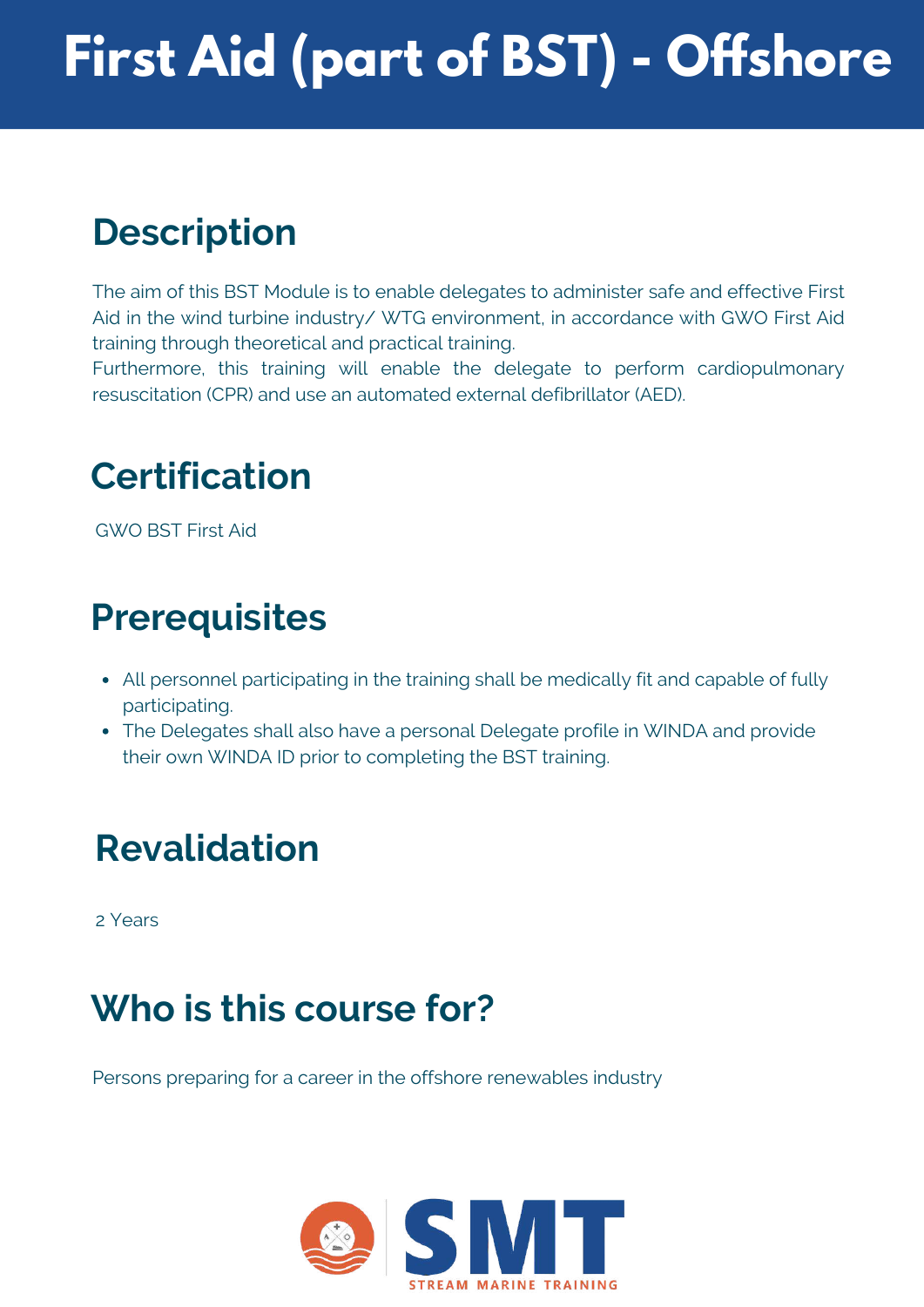# First Aid (part of BST) - Offshore

## Description

The aim of this BST Module is to enable delegates to administer safe and effective First Aid in the wind turbine industry/ WTG environment, in accordance with GWO First Aid training through theoretical and practical training.
Furthermore, this training will enable the delegate to perform cardiopulmonary resuscitation (CPR) and use an automated external defibrillator (AED).

## Certification

GWO BST First Aid

## Prerequisites

- All personnel participating in the training shall be medically fit and capable of fully participating.
- The Delegates shall also have a personal Delegate profile in WINDA and provide their own WINDA ID prior to completing the BST training.

## Revalidation

2 Years

## Who is this course for?

Persons preparing for a career in the offshore renewables industry

SMT
STREAM MARINE TRAINING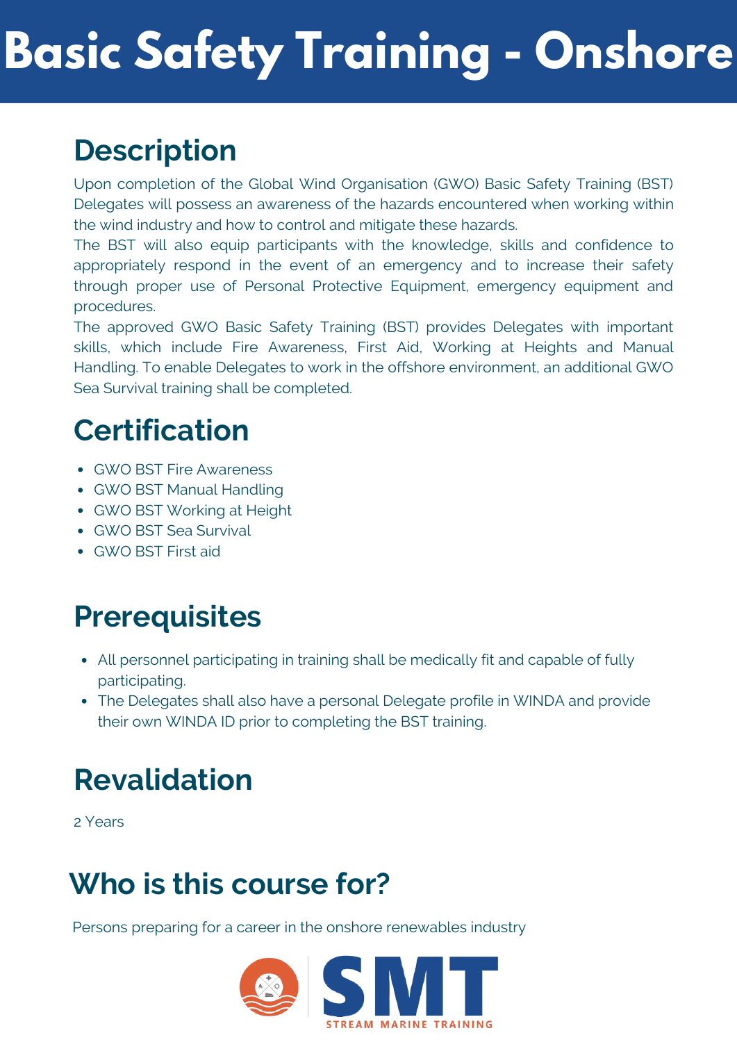# Basic Safety Training - Onshore

## Description

Upon completion of the Global Wind Organisation (GWO) Basic Safety Training (BST) Delegates will possess an awareness of the hazards encountered when working within the wind industry and how to control and mitigate these hazards.

The BST will also equip participants with the knowledge, skills and confidence to appropriately respond in the event of an emergency and to increase their safety through proper use of Personal Protective Equipment, emergency equipment and procedures.

The approved GWO Basic Safety Training (BST) provides Delegates with important skills, which include Fire Awareness, First Aid, Working at Heights and Manual Handling. To enable Delegates to work in the offshore environment, an additional GWO Sea Survival training shall be completed.

## Certification

- GWO BST Fire Awareness
- GWO BST Manual Handling
- GWO BST Working at Height
- GWO BST Sea Survival
- GWO BST First aid

## Prerequisites

- All personnel participating in training shall be medically fit and capable of fully participating.
- The Delegates shall also have a personal Delegate profile in WINDA and provide their own WINDA ID prior to completing the BST training.

## Revalidation

2 Years

## Who is this course for?

Persons preparing for a career in the onshore renewables industry

SMT
STREAM MARINE TRAINING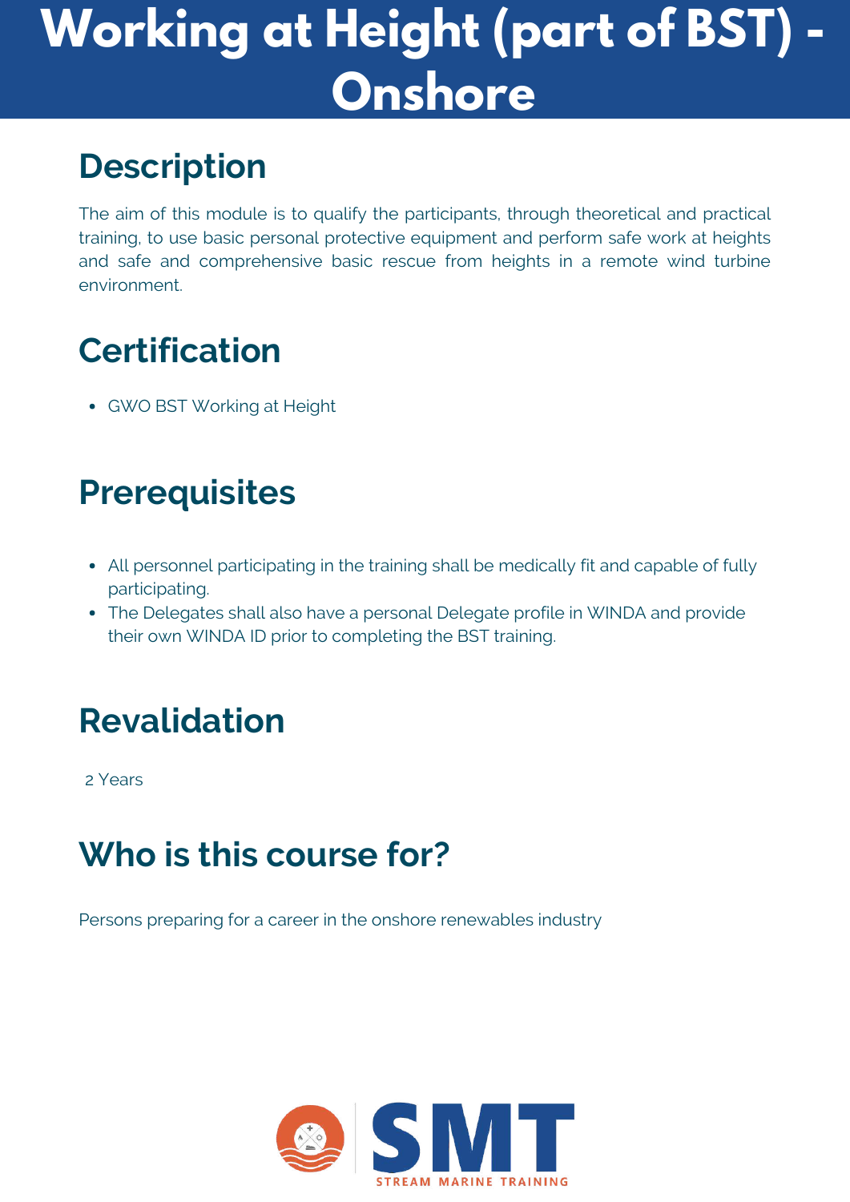# Working at Height (part of BST) - Onshore

## Description

The aim of this module is to qualify the participants, through theoretical and practical training, to use basic personal protective equipment and perform safe work at heights and safe and comprehensive basic rescue from heights in a remote wind turbine environment.

## Certification

- GWO BST Working at Height

## Prerequisites

- All personnel participating in the training shall be medically fit and capable of fully participating.
- The Delegates shall also have a personal Delegate profile in WINDA and provide their own WINDA ID prior to completing the BST training.

## Revalidation

2 Years

## Who is this course for?

Persons preparing for a career in the onshore renewables industry

SMT
STREAM MARINE TRAINING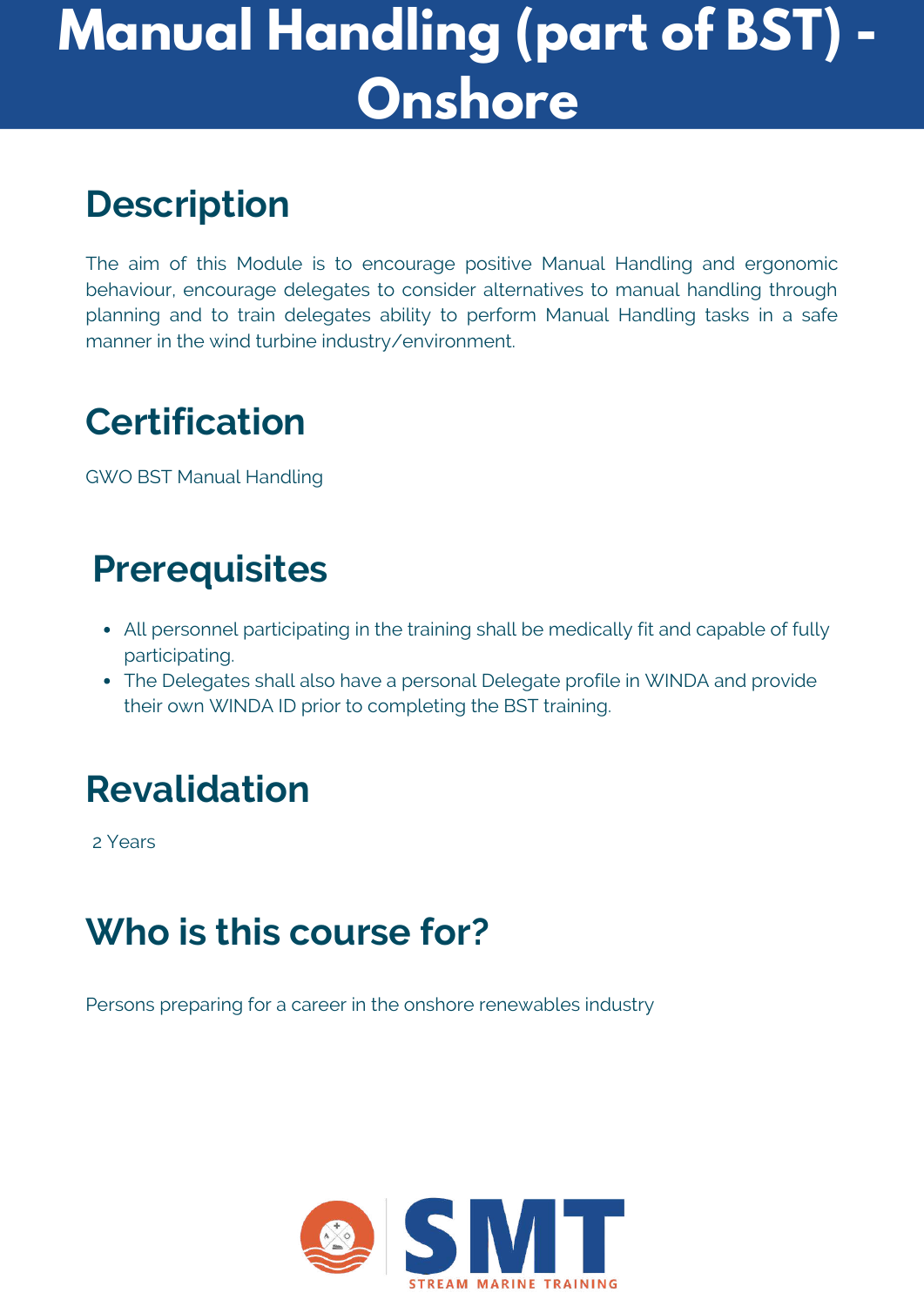# Manual Handling (part of BST) - Onshore

## Description

The aim of this Module is to encourage positive Manual Handling and ergonomic behaviour, encourage delegates to consider alternatives to manual handling through planning and to train delegates ability to perform Manual Handling tasks in a safe manner in the wind turbine industry/environment.

## Certification

GWO BST Manual Handling

## Prerequisites

- All personnel participating in the training shall be medically fit and capable of fully participating.
- The Delegates shall also have a personal Delegate profile in WINDA and provide their own WINDA ID prior to completing the BST training.

## Revalidation

2 Years

## Who is this course for?

Persons preparing for a career in the onshore renewables industry

SMT
STREAM MARINE TRAINING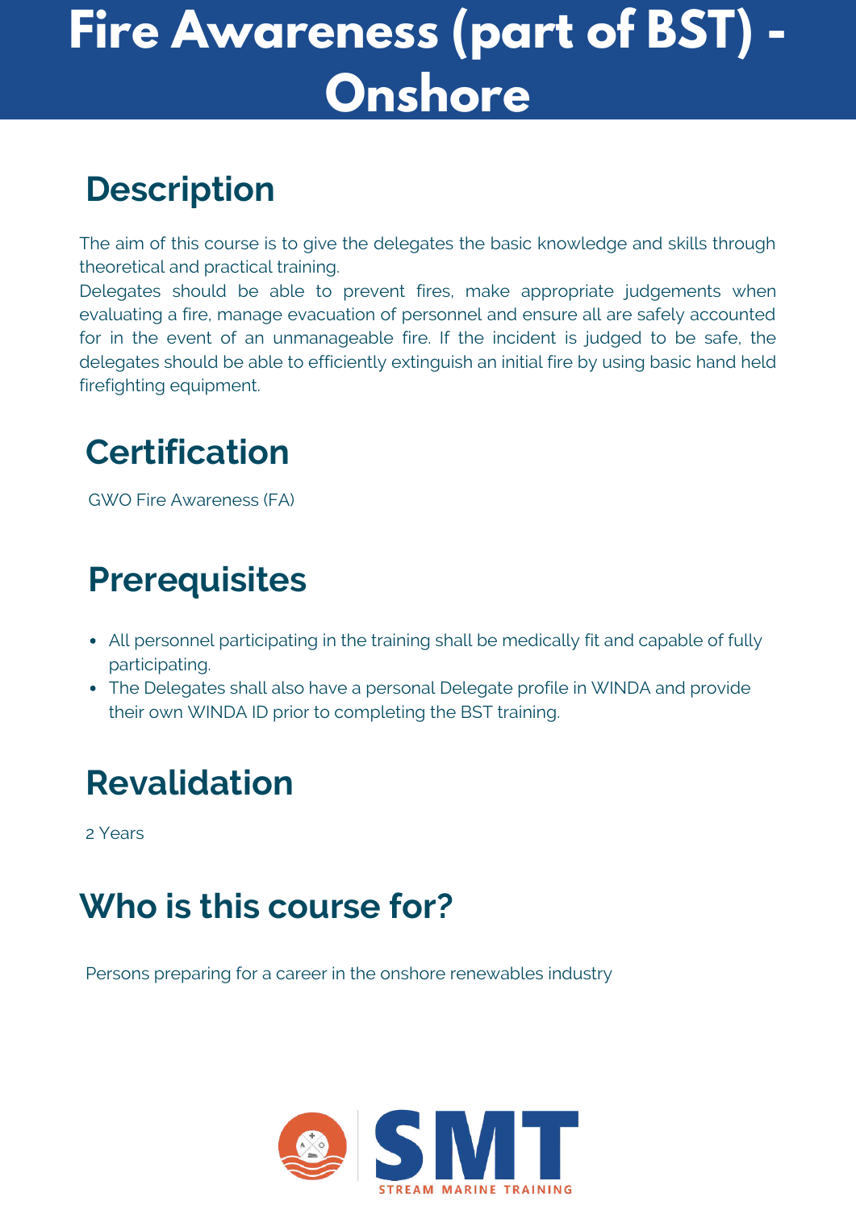# Fire Awareness (part of BST) - Onshore

## Description

The aim of this course is to give the delegates the basic knowledge and skills through theoretical and practical training.
Delegates should be able to prevent fires, make appropriate judgements when evaluating a fire, manage evacuation of personnel and ensure all are safely accounted for in the event of an unmanageable fire. If the incident is judged to be safe, the delegates should be able to efficiently extinguish an initial fire by using basic hand held firefighting equipment.

## Certification

GWO Fire Awareness (FA)

## Prerequisites

- All personnel participating in the training shall be medically fit and capable of fully participating.
- The Delegates shall also have a personal Delegate profile in WINDA and provide their own WINDA ID prior to completing the BST training.

## Revalidation

2 Years

## Who is this course for?

Persons preparing for a career in the onshore renewables industry

SMT
STREAM MARINE TRAINING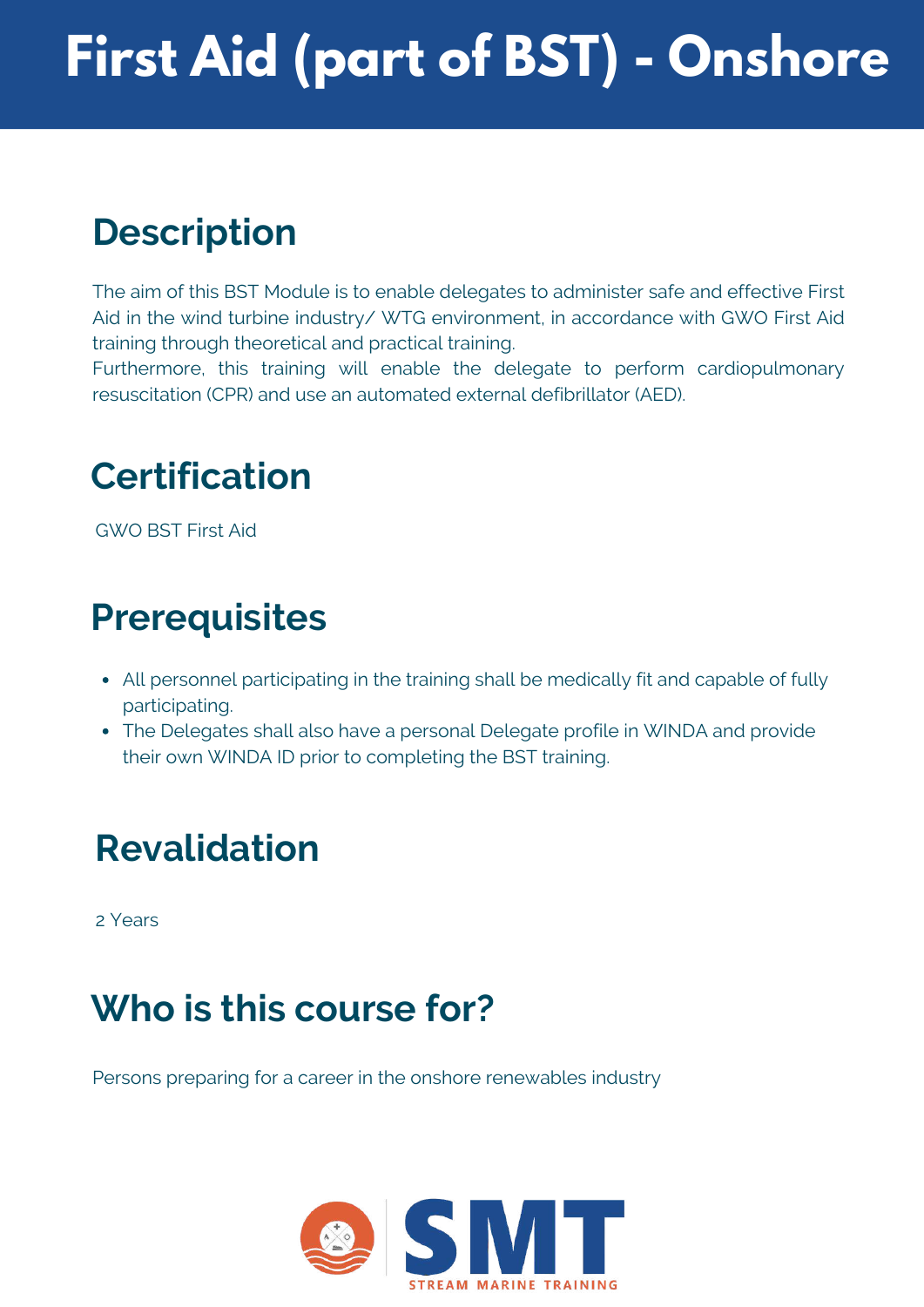# First Aid (part of BST) - Onshore

## Description

The aim of this BST Module is to enable delegates to administer safe and effective First Aid in the wind turbine industry/ WTG environment, in accordance with GWO First Aid training through theoretical and practical training.
Furthermore, this training will enable the delegate to perform cardiopulmonary resuscitation (CPR) and use an automated external defibrillator (AED).

## Certification

GWO BST First Aid

## Prerequisites

- All personnel participating in the training shall be medically fit and capable of fully participating.
- The Delegates shall also have a personal Delegate profile in WINDA and provide their own WINDA ID prior to completing the BST training.

## Revalidation

2 Years

## Who is this course for?

Persons preparing for a career in the onshore renewables industry

SMT
STREAM MARINE TRAINING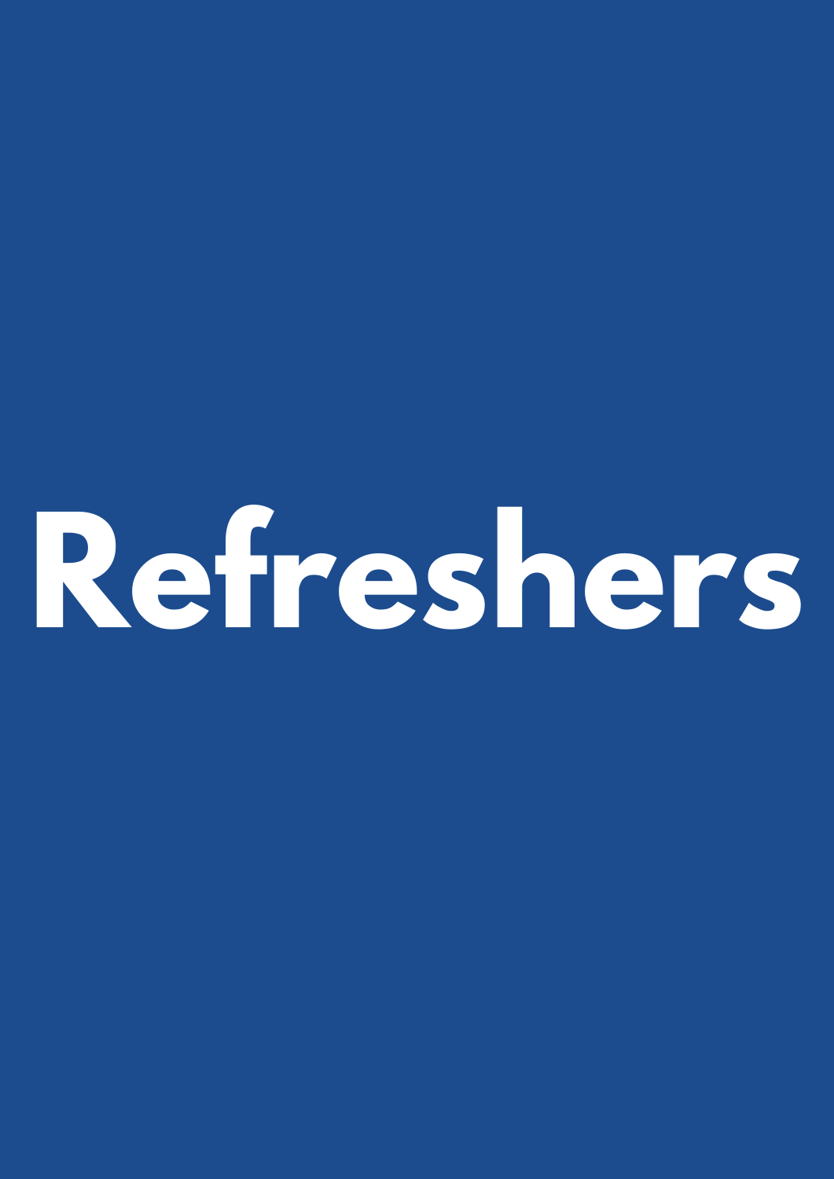# Refreshers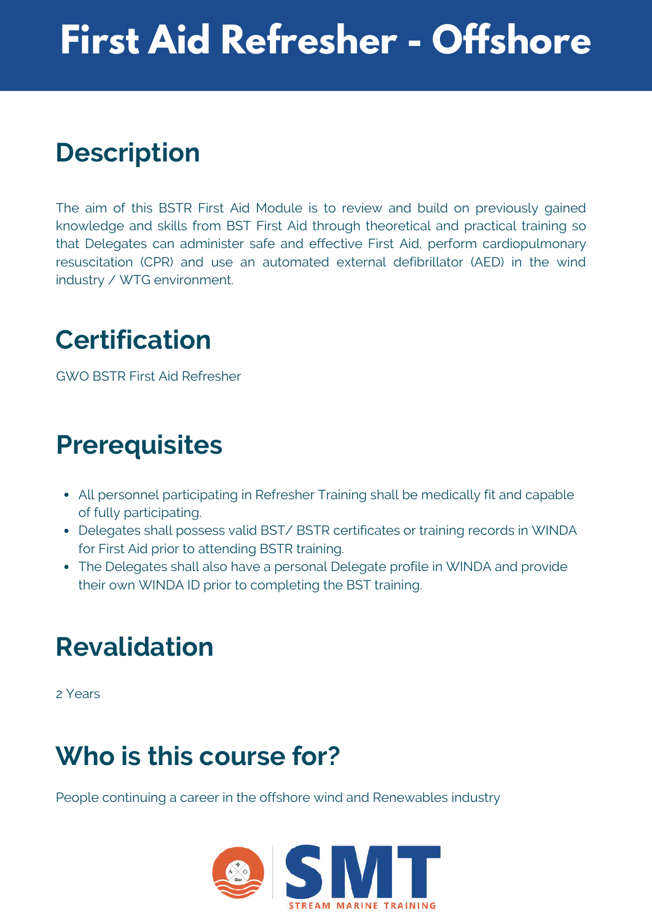# First Aid Refresher - Offshore

## Description

The aim of this BSTR First Aid Module is to review and build on previously gained knowledge and skills from BST First Aid through theoretical and practical training so that Delegates can administer safe and effective First Aid, perform cardiopulmonary resuscitation (CPR) and use an automated external defibrillator (AED) in the wind industry / WTG environment.

## Certification

GWO BSTR First Aid Refresher

## Prerequisites

- All personnel participating in Refresher Training shall be medically fit and capable of fully participating.
- Delegates shall possess valid BST/ BSTR certificates or training records in WINDA for First Aid prior to attending BSTR training.
- The Delegates shall also have a personal Delegate profile in WINDA and provide their own WINDA ID prior to completing the BST training.

## Revalidation

2 Years

## Who is this course for?

People continuing a career in the offshore wind and Renewables industry

SMT
STREAM MARINE TRAINING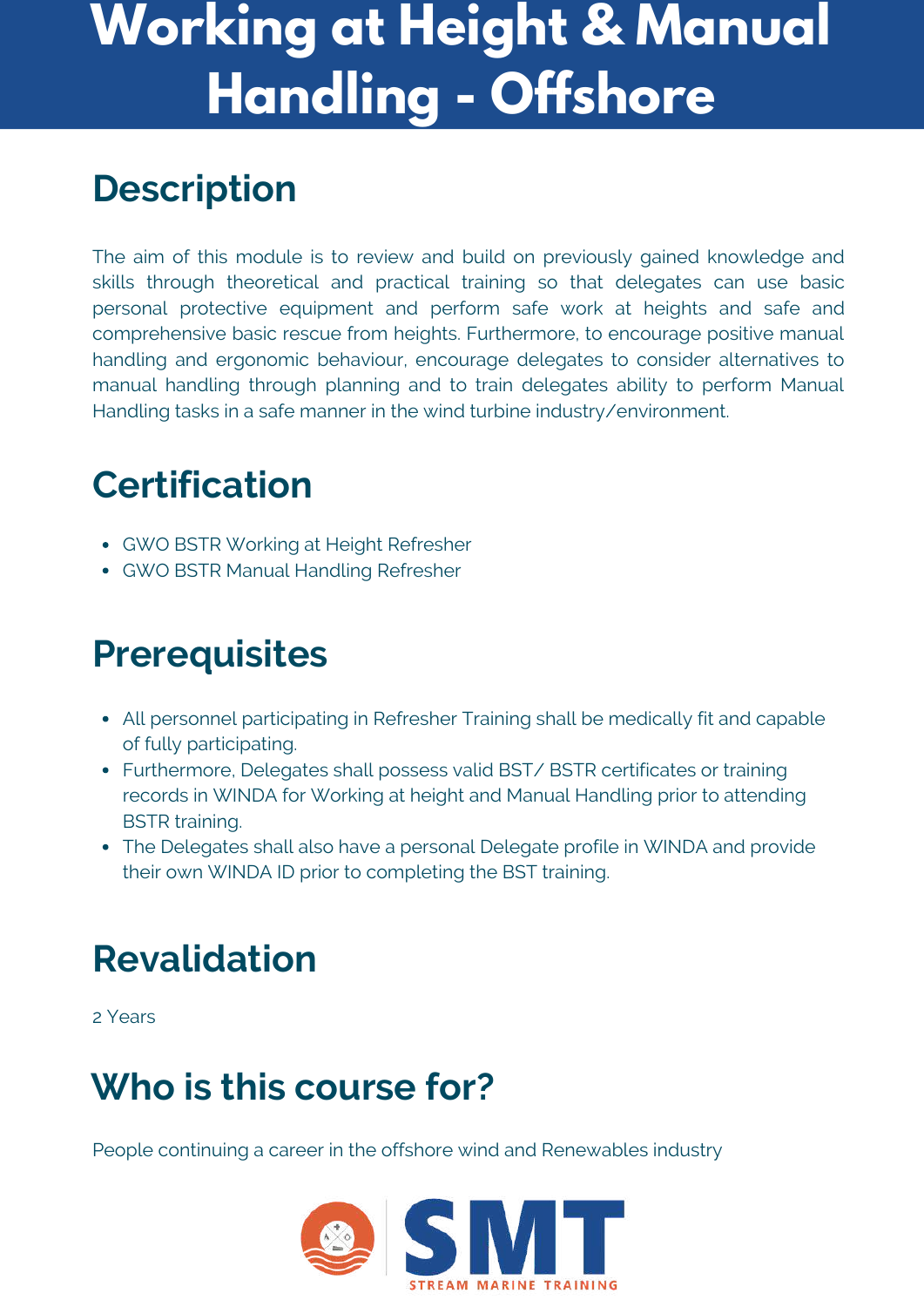# Working at Height & Manual Handling - Offshore

## Description

The aim of this module is to review and build on previously gained knowledge and skills through theoretical and practical training so that delegates can use basic personal protective equipment and perform safe work at heights and safe and comprehensive basic rescue from heights. Furthermore, to encourage positive manual handling and ergonomic behaviour, encourage delegates to consider alternatives to manual handling through planning and to train delegates ability to perform Manual Handling tasks in a safe manner in the wind turbine industry/environment.

## Certification

- GWO BSTR Working at Height Refresher
- GWO BSTR Manual Handling Refresher

## Prerequisites

- All personnel participating in Refresher Training shall be medically fit and capable of fully participating.
- Furthermore, Delegates shall possess valid BST/ BSTR certificates or training records in WINDA for Working at height and Manual Handling prior to attending BSTR training.
- The Delegates shall also have a personal Delegate profile in WINDA and provide their own WINDA ID prior to completing the BST training.

## Revalidation

2 Years

## Who is this course for?

People continuing a career in the offshore wind and Renewables industry

SMT STREAM MARINE TRAINING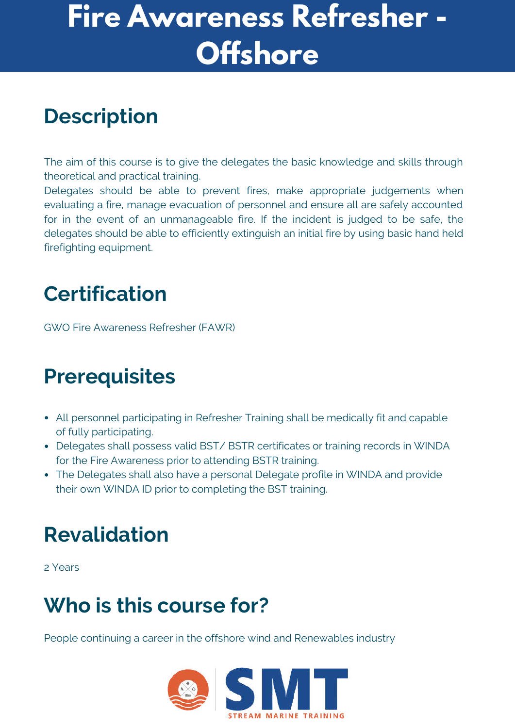# Fire Awareness Refresher - Offshore

## Description

The aim of this course is to give the delegates the basic knowledge and skills through theoretical and practical training.
Delegates should be able to prevent fires, make appropriate judgements when evaluating a fire, manage evacuation of personnel and ensure all are safely accounted for in the event of an unmanageable fire. If the incident is judged to be safe, the delegates should be able to efficiently extinguish an initial fire by using basic hand held firefighting equipment.

## Certification

GWO Fire Awareness Refresher (FAWR)

## Prerequisites

- All personnel participating in Refresher Training shall be medically fit and capable of fully participating.
- Delegates shall possess valid BST/ BSTR certificates or training records in WINDA for the Fire Awareness prior to attending BSTR training.
- The Delegates shall also have a personal Delegate profile in WINDA and provide their own WINDA ID prior to completing the BST training.

## Revalidation

2 Years

## Who is this course for?

People continuing a career in the offshore wind and Renewables industry

SMT
STREAM MARINE TRAINING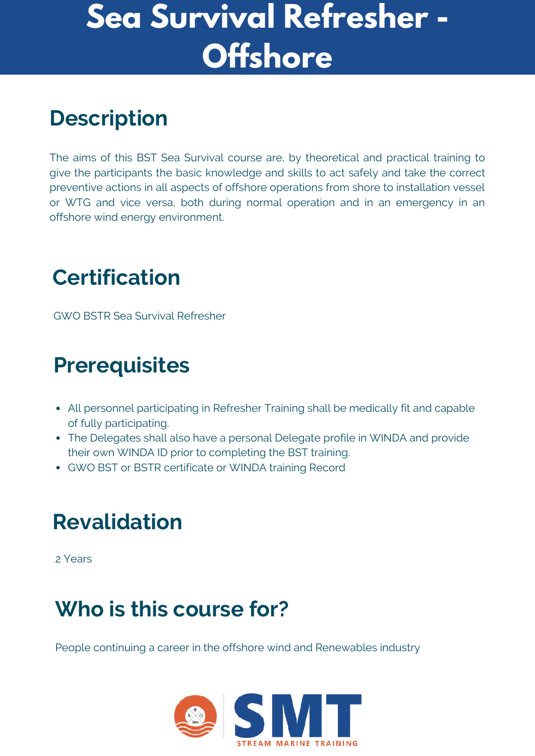# Sea Survival Refresher - Offshore

## Description

The aims of this BST Sea Survival course are, by theoretical and practical training to give the participants the basic knowledge and skills to act safely and take the correct preventive actions in all aspects of offshore operations from shore to installation vessel or WTG and vice versa, both during normal operation and in an emergency in an offshore wind energy environment.

## Certification

GWO BSTR Sea Survival Refresher

## Prerequisites

- All personnel participating in Refresher Training shall be medically fit and capable of fully participating.
- The Delegates shall also have a personal Delegate profile in WINDA and provide their own WINDA ID prior to completing the BST training.
- GWO BST or BSTR certificate or WINDA training Record

## Revalidation

2 Years

## Who is this course for?

People continuing a career in the offshore wind and Renewables industry

SMT
STREAM MARINE TRAINING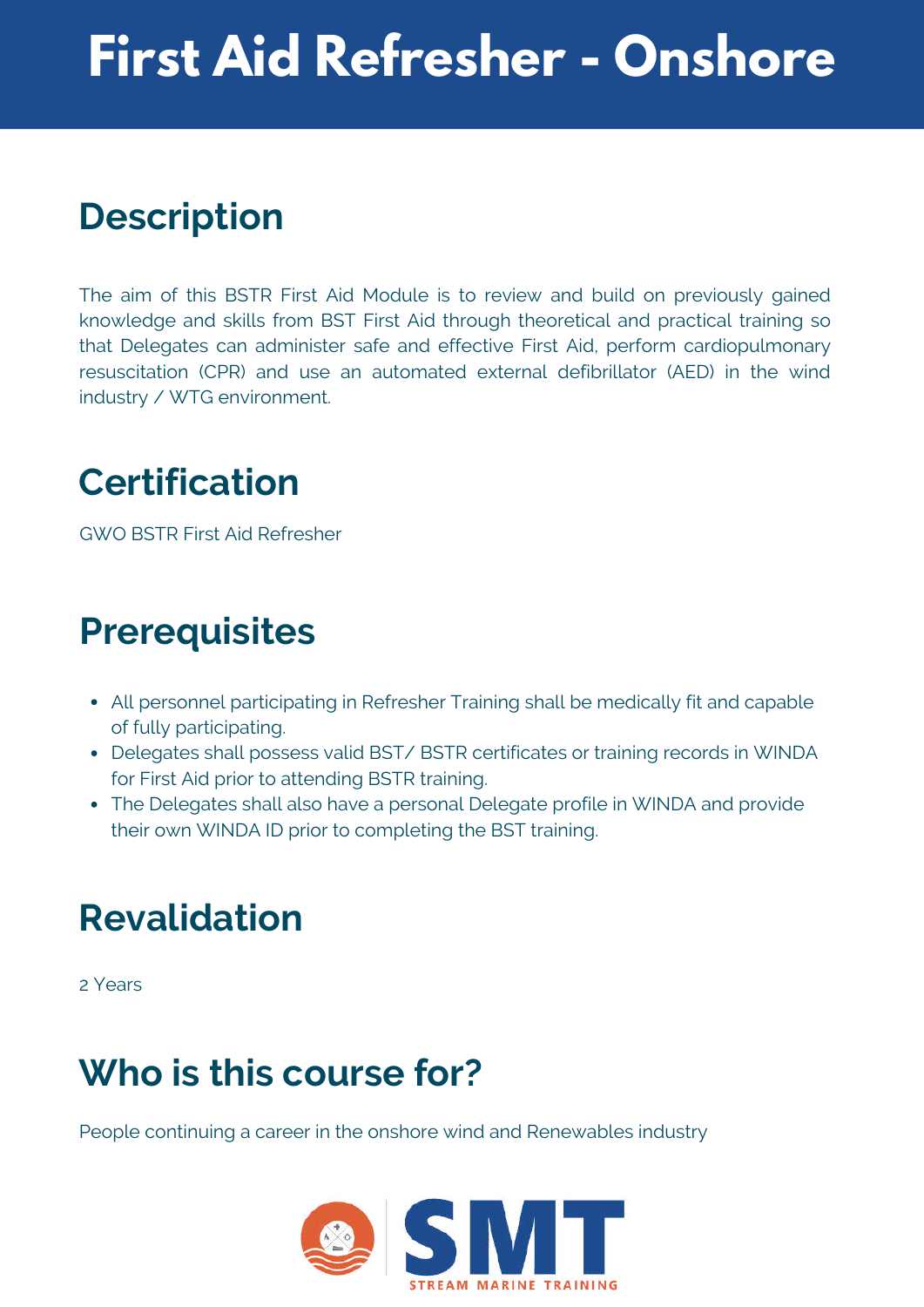# First Aid Refresher - Onshore

## Description

The aim of this BSTR First Aid Module is to review and build on previously gained knowledge and skills from BST First Aid through theoretical and practical training so that Delegates can administer safe and effective First Aid, perform cardiopulmonary resuscitation (CPR) and use an automated external defibrillator (AED) in the wind industry / WTG environment.

## Certification

GWO BSTR First Aid Refresher

## Prerequisites

- All personnel participating in Refresher Training shall be medically fit and capable of fully participating.
- Delegates shall possess valid BST/ BSTR certificates or training records in WINDA for First Aid prior to attending BSTR training.
- The Delegates shall also have a personal Delegate profile in WINDA and provide their own WINDA ID prior to completing the BST training.

## Revalidation

2 Years

## Who is this course for?

People continuing a career in the onshore wind and Renewables industry

SMT
STREAM MARINE TRAINING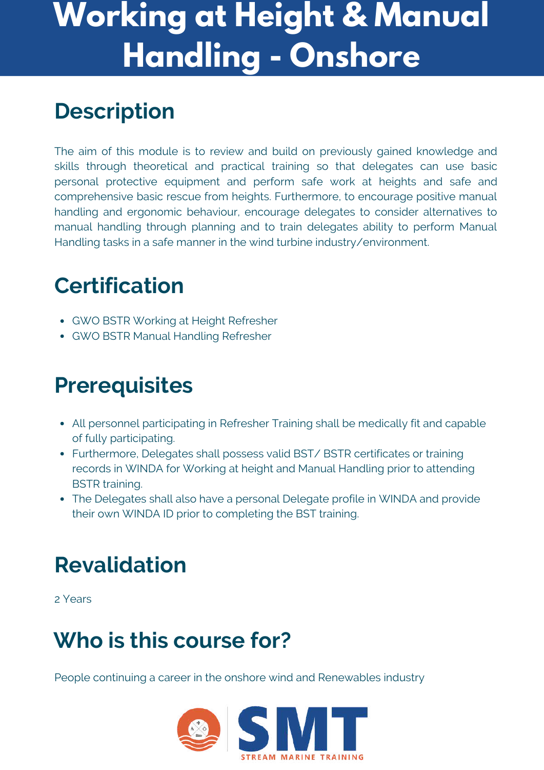# Working at Height & Manual Handling - Onshore

## Description

The aim of this module is to review and build on previously gained knowledge and skills through theoretical and practical training so that delegates can use basic personal protective equipment and perform safe work at heights and safe and comprehensive basic rescue from heights. Furthermore, to encourage positive manual handling and ergonomic behaviour, encourage delegates to consider alternatives to manual handling through planning and to train delegates ability to perform Manual Handling tasks in a safe manner in the wind turbine industry/environment.

## Certification

- GWO BSTR Working at Height Refresher
- GWO BSTR Manual Handling Refresher

## Prerequisites

- All personnel participating in Refresher Training shall be medically fit and capable of fully participating.
- Furthermore, Delegates shall possess valid BST/ BSTR certificates or training records in WINDA for Working at height and Manual Handling prior to attending BSTR training.
- The Delegates shall also have a personal Delegate profile in WINDA and provide their own WINDA ID prior to completing the BST training.

## Revalidation

2 Years

## Who is this course for?

People continuing a career in the onshore wind and Renewables industry

SMT
STREAM MARINE TRAINING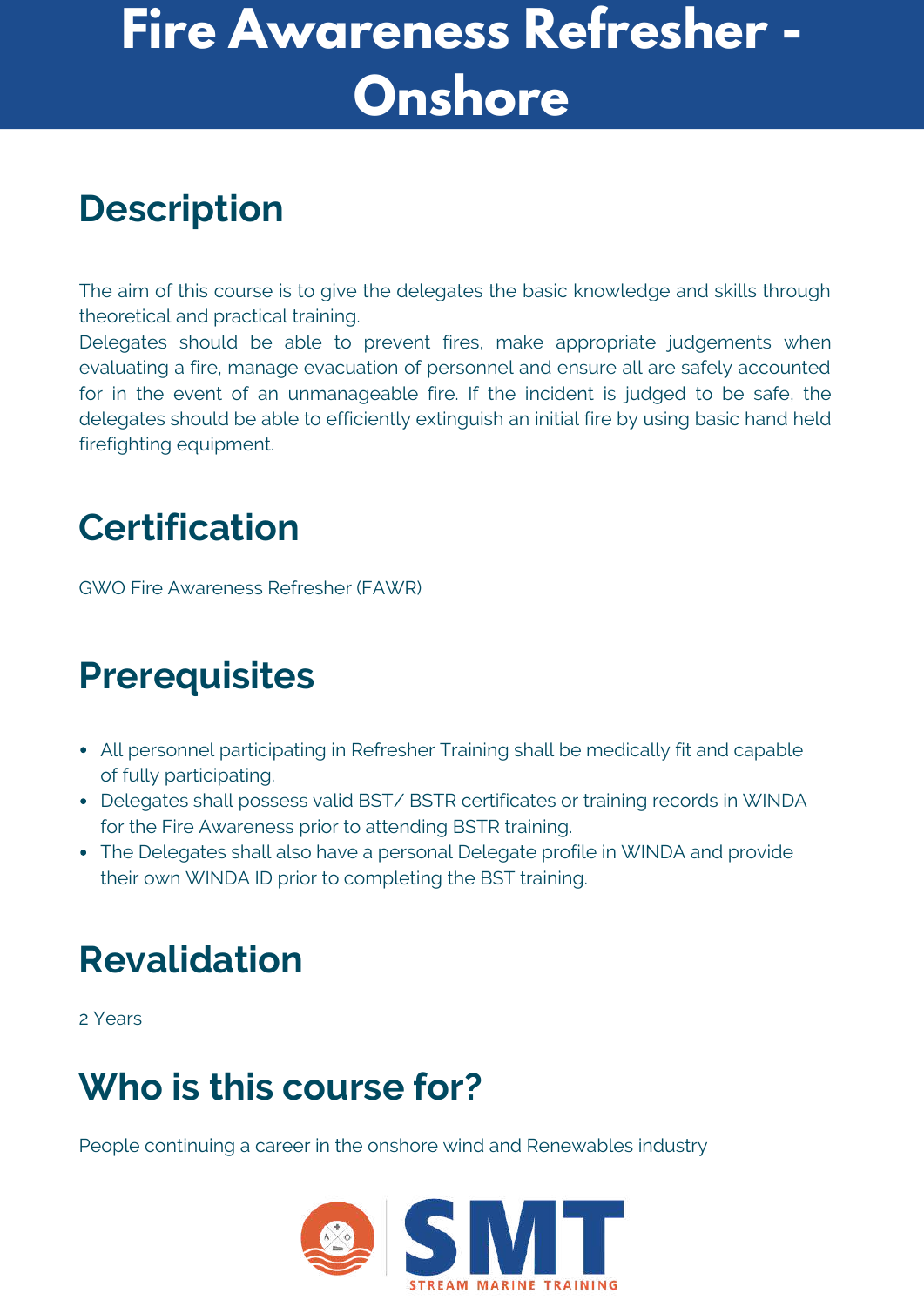# Fire Awareness Refresher - Onshore

## Description

The aim of this course is to give the delegates the basic knowledge and skills through theoretical and practical training.
Delegates should be able to prevent fires, make appropriate judgements when evaluating a fire, manage evacuation of personnel and ensure all are safely accounted for in the event of an unmanageable fire. If the incident is judged to be safe, the delegates should be able to efficiently extinguish an initial fire by using basic hand held firefighting equipment.

## Certification

GWO Fire Awareness Refresher (FAWR)

## Prerequisites

- All personnel participating in Refresher Training shall be medically fit and capable of fully participating.
- Delegates shall possess valid BST/ BSTR certificates or training records in WINDA for the Fire Awareness prior to attending BSTR training.
- The Delegates shall also have a personal Delegate profile in WINDA and provide their own WINDA ID prior to completing the BST training.

## Revalidation

2 Years

## Who is this course for?

People continuing a career in the onshore wind and Renewables industry

SMT
STREAM MARINE TRAINING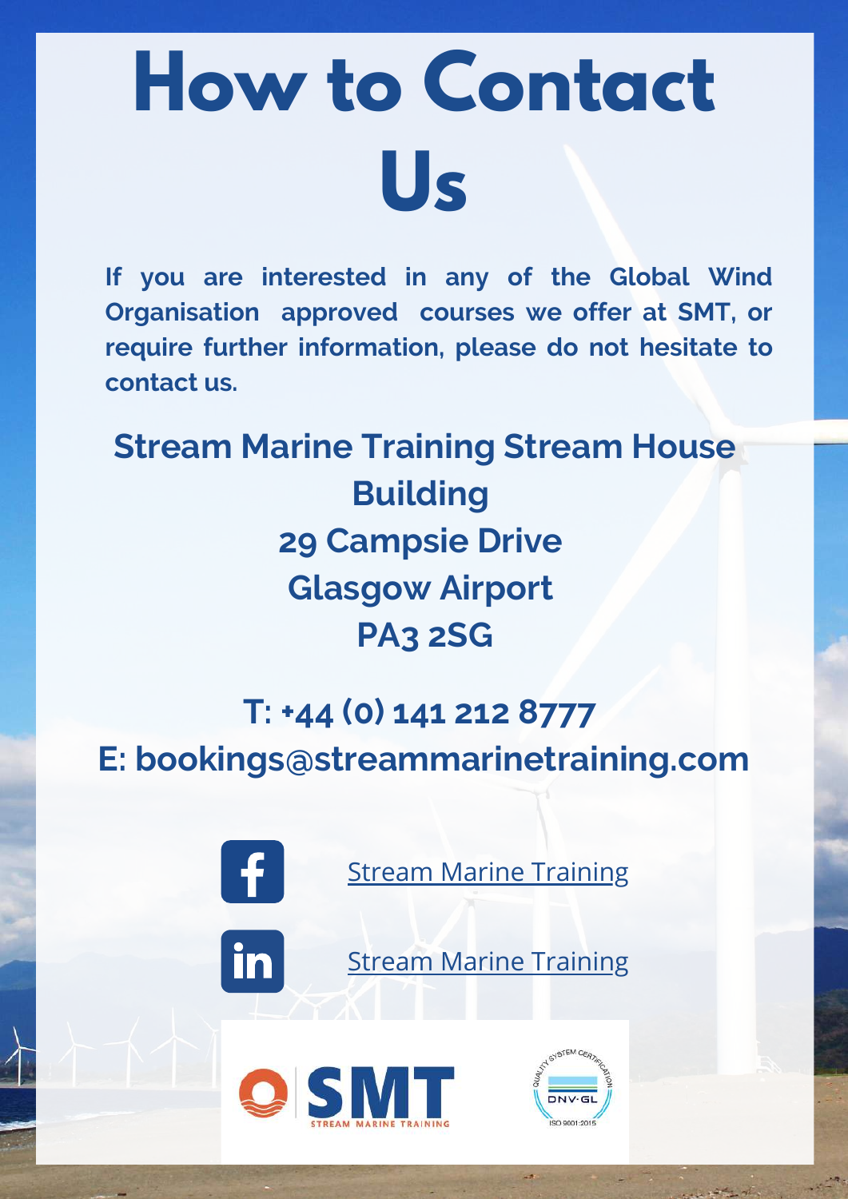# How to Contact Us

**If you are interested in any of the Global Wind Organisation approved courses we offer at SMT, or require further information, please do not hesitate to contact us.**

**Stream Marine Training Stream House Building**
**29 Campsie Drive**
**Glasgow Airport**
**PA3 2SG**

**T: +44 (0) 141 212 8777**
**E: bookings@streammarinetraining.com**

Stream Marine Training

Stream Marine Training